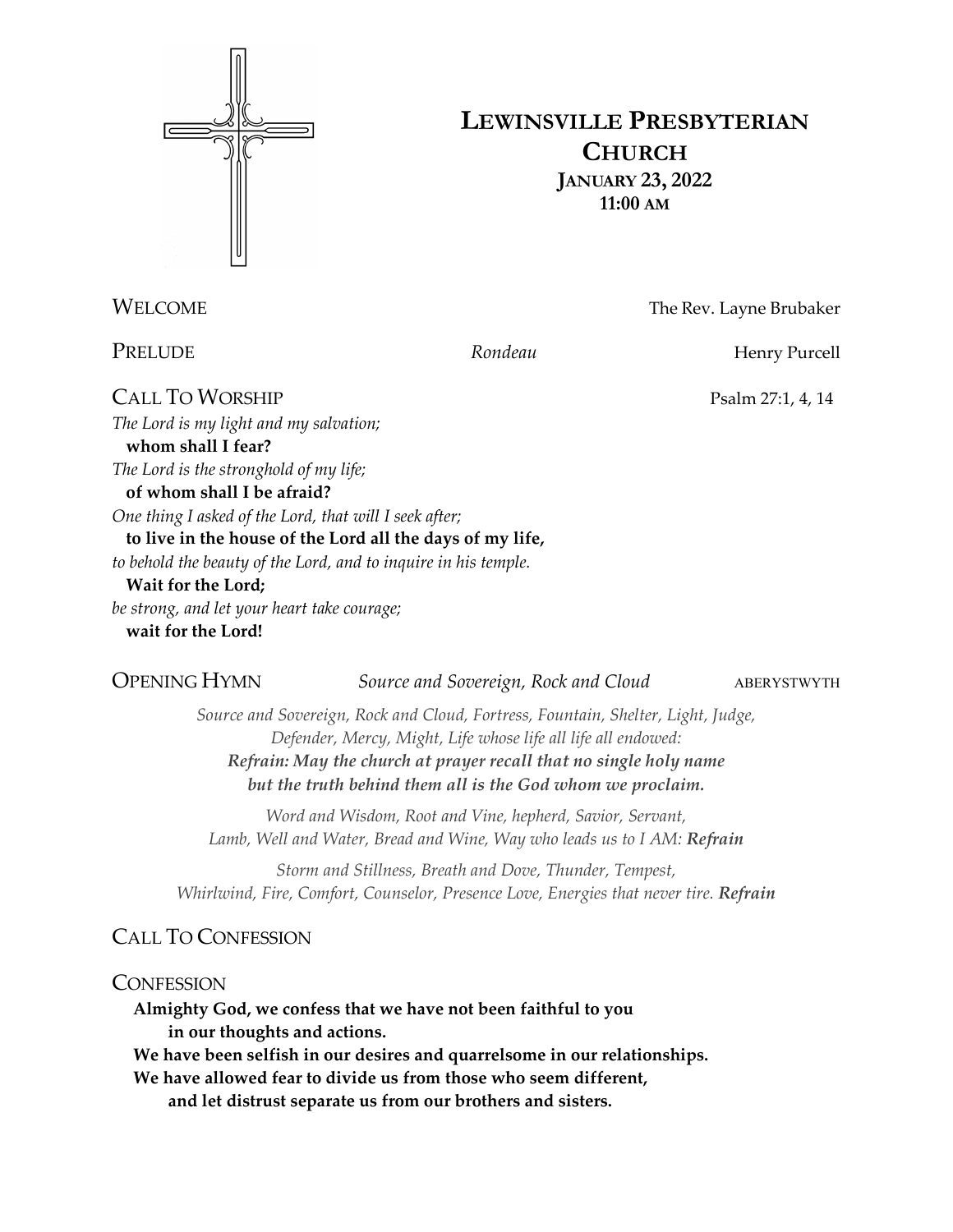# LEWINSVILLE PRESBYTERIAN CHURCH

### JANUARY 23, 2022
### 11:00 AM

WELCOME — The Rev. Layne Brubaker

PRELUDE — *Rondeau* — Henry Purcell

CALL TO WORSHIP — Psalm 27:1, 4, 14

*The Lord is my light and my salvation;*
**whom shall I fear?**
*The Lord is the stronghold of my life;*
**of whom shall I be afraid?**
*One thing I asked of the Lord, that will I seek after;*
**to live in the house of the Lord all the days of my life,**
*to behold the beauty of the Lord, and to inquire in his temple.*
**Wait for the Lord;**
*be strong, and let your heart take courage;*
**wait for the Lord!**

OPENING HYMN — *Source and Sovereign, Rock and Cloud* — ABERYSTWYTH

*Source and Sovereign, Rock and Cloud, Fortress, Fountain, Shelter, Light, Judge, Defender, Mercy, Might, Life whose life all life all endowed:*
***Refrain: May the church at prayer recall that no single holy name but the truth behind them all is the God whom we proclaim.***

*Word and Wisdom, Root and Vine, hepherd, Savior, Servant, Lamb, Well and Water, Bread and Wine, Way who leads us to I AM:* ***Refrain***

*Storm and Stillness, Breath and Dove, Thunder, Tempest, Whirlwind, Fire, Comfort, Counselor, Presence Love, Energies that never tire.* ***Refrain***

CALL TO CONFESSION

CONFESSION

**Almighty God, we confess that we have not been faithful to you**
**in our thoughts and actions.**
**We have been selfish in our desires and quarrelsome in our relationships.**
**We have allowed fear to divide us from those who seem different,**
**and let distrust separate us from our brothers and sisters.**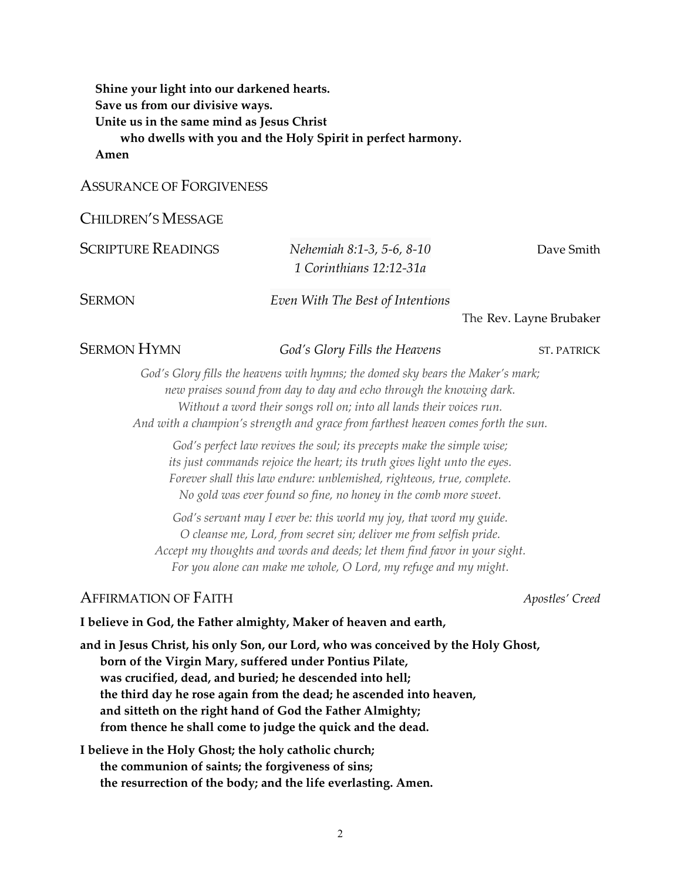**Shine your light into our darkened hearts.**
**Save us from our divisive ways.**
**Unite us in the same mind as Jesus Christ**
**who dwells with you and the Holy Spirit in perfect harmony.**
**Amen**

## Assurance of Forgiveness

## Children's Message

## Scripture Readings

*Nehemiah 8:1-3, 5-6, 8-10*
*1 Corinthians 12:12-31a*

Dave Smith

## Sermon

*Even With The Best of Intentions*

The Rev. Layne Brubaker

## Sermon Hymn

*God's Glory Fills the Heavens* — ST. PATRICK

*God's Glory fills the heavens with hymns; the domed sky bears the Maker's mark;*
*new praises sound from day to day and echo through the knowing dark.*
*Without a word their songs roll on; into all lands their voices run.*
*And with a champion's strength and grace from farthest heaven comes forth the sun.*

*God's perfect law revives the soul; its precepts make the simple wise;*
*its just commands rejoice the heart; its truth gives light unto the eyes.*
*Forever shall this law endure: unblemished, righteous, true, complete.*
*No gold was ever found so fine, no honey in the comb more sweet.*

*God's servant may I ever be: this world my joy, that word my guide.*
*O cleanse me, Lord, from secret sin; deliver me from selfish pride.*
*Accept my thoughts and words and deeds; let them find favor in your sight.*
*For you alone can make me whole, O Lord, my refuge and my might.*

## Affirmation of Faith

*Apostles' Creed*

**I believe in God, the Father almighty, Maker of heaven and earth,**

**and in Jesus Christ, his only Son, our Lord, who was conceived by the Holy Ghost,**
**born of the Virgin Mary, suffered under Pontius Pilate,**
**was crucified, dead, and buried; he descended into hell;**
**the third day he rose again from the dead; he ascended into heaven,**
**and sitteth on the right hand of God the Father Almighty;**
**from thence he shall come to judge the quick and the dead.**

**I believe in the Holy Ghost; the holy catholic church;**
**the communion of saints; the forgiveness of sins;**
**the resurrection of the body; and the life everlasting. Amen.**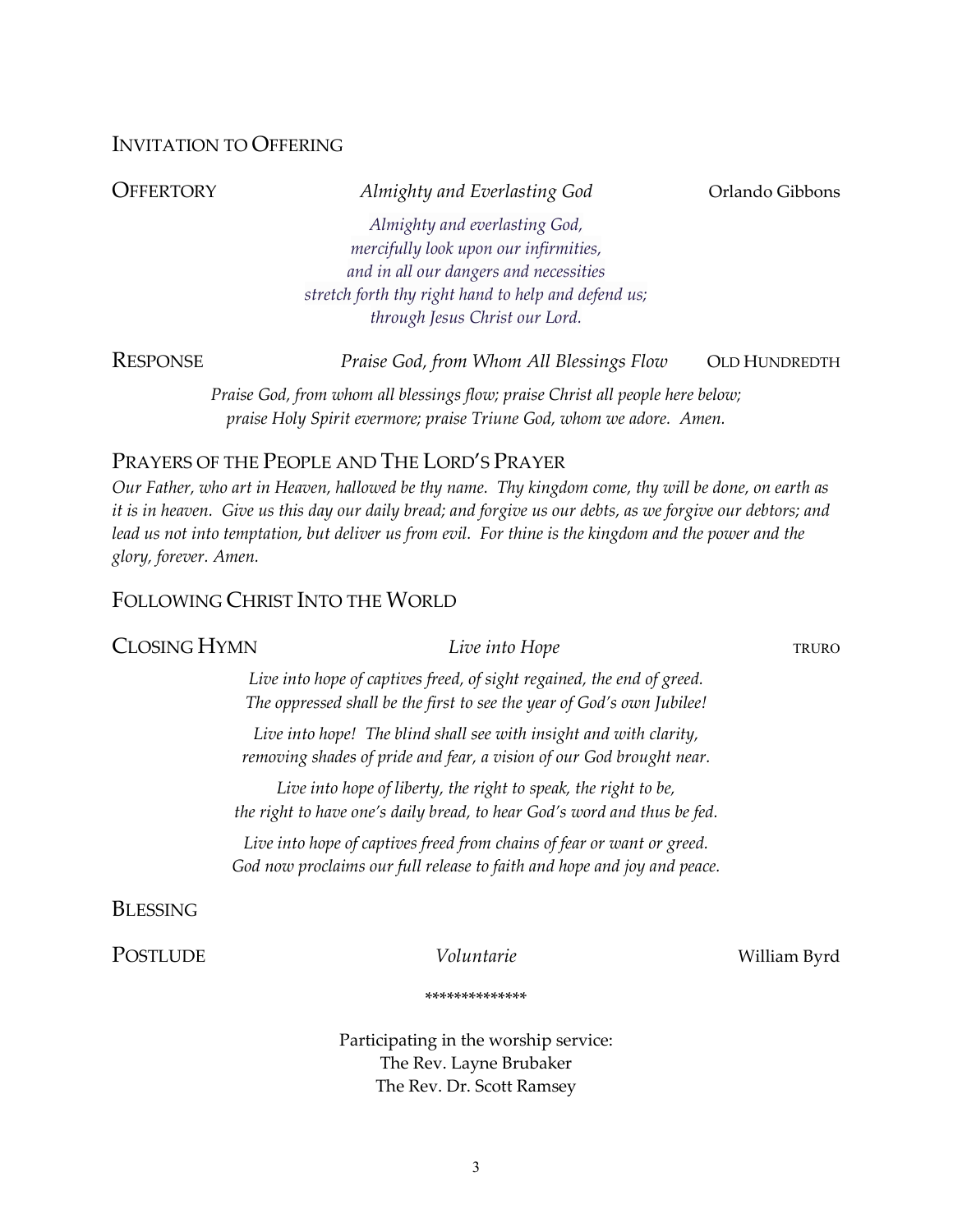## INVITATION TO OFFERING

## OFFERTORY *Almighty and Everlasting God* Orlando Gibbons

*Almighty and everlasting God,*
*mercifully look upon our infirmities,*
*and in all our dangers and necessities*
*stretch forth thy right hand to help and defend us;*
*through Jesus Christ our Lord.*

## RESPONSE *Praise God, from Whom All Blessings Flow* OLD HUNDREDTH

*Praise God, from whom all blessings flow; praise Christ all people here below;*
*praise Holy Spirit evermore; praise Triune God, whom we adore. Amen.*

## PRAYERS OF THE PEOPLE AND THE LORD'S PRAYER

*Our Father, who art in Heaven, hallowed be thy name. Thy kingdom come, thy will be done, on earth as it is in heaven. Give us this day our daily bread; and forgive us our debts, as we forgive our debtors; and lead us not into temptation, but deliver us from evil. For thine is the kingdom and the power and the glory, forever. Amen.*

## FOLLOWING CHRIST INTO THE WORLD

## CLOSING HYMN *Live into Hope* TRURO

*Live into hope of captives freed, of sight regained, the end of greed.*
*The oppressed shall be the first to see the year of God's own Jubilee!*

*Live into hope! The blind shall see with insight and with clarity,*
*removing shades of pride and fear, a vision of our God brought near.*

*Live into hope of liberty, the right to speak, the right to be,*
*the right to have one's daily bread, to hear God's word and thus be fed.*

*Live into hope of captives freed from chains of fear or want or greed.*
*God now proclaims our full release to faith and hope and joy and peace.*

## BLESSING

## POSTLUDE *Voluntarie* William Byrd

*************

Participating in the worship service:
The Rev. Layne Brubaker
The Rev. Dr. Scott Ramsey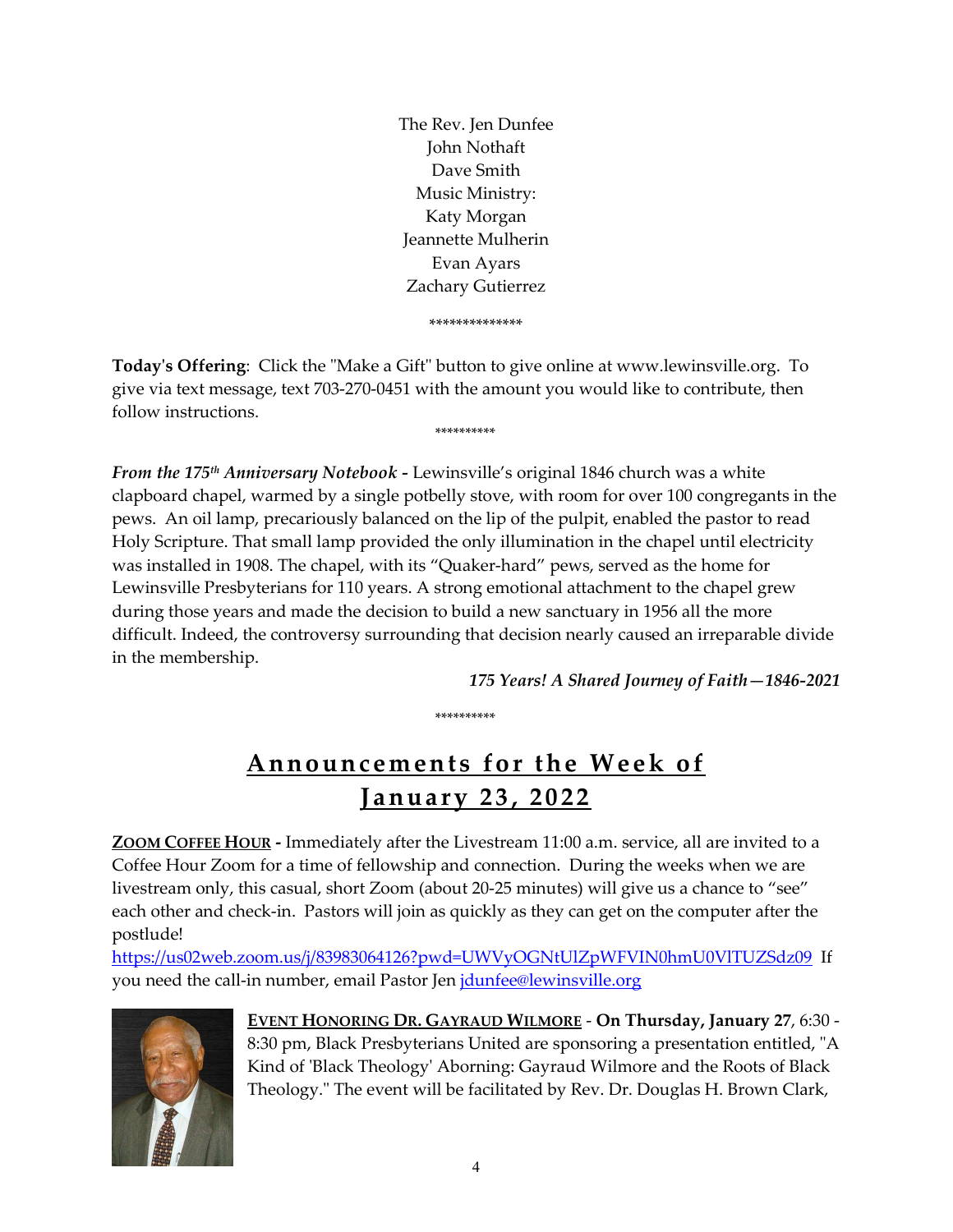The Rev. Jen Dunfee
John Nothaft
Dave Smith
Music Ministry:
Katy Morgan
Jeannette Mulherin
Evan Ayars
Zachary Gutierrez

**************

**Today's Offering**: Click the "Make a Gift" button to give online at www.lewinsville.org. To give via text message, text 703-270-0451 with the amount you would like to contribute, then follow instructions.

**********

***From the 175th Anniversary Notebook -*** Lewinsville's original 1846 church was a white clapboard chapel, warmed by a single potbelly stove, with room for over 100 congregants in the pews. An oil lamp, precariously balanced on the lip of the pulpit, enabled the pastor to read Holy Scripture. That small lamp provided the only illumination in the chapel until electricity was installed in 1908. The chapel, with its "Quaker-hard" pews, served as the home for Lewinsville Presbyterians for 110 years. A strong emotional attachment to the chapel grew during those years and made the decision to build a new sanctuary in 1956 all the more difficult. Indeed, the controversy surrounding that decision nearly caused an irreparable divide in the membership.

***175 Years! A Shared Journey of Faith—1846-2021***

**********

# Announcements for the Week of January 23, 2022

**ZOOM COFFEE HOUR -** Immediately after the Livestream 11:00 a.m. service, all are invited to a Coffee Hour Zoom for a time of fellowship and connection. During the weeks when we are livestream only, this casual, short Zoom (about 20-25 minutes) will give us a chance to "see" each other and check-in. Pastors will join as quickly as they can get on the computer after the postlude!
https://us02web.zoom.us/j/83983064126?pwd=UWVyOGNtUlZpWFVIN0hmU0VlTUZSdz09 If you need the call-in number, email Pastor Jen jdunfee@lewinsville.org

**EVENT HONORING DR. GAYRAUD WILMORE** - **On Thursday, January 27**, 6:30 - 8:30 pm, Black Presbyterians United are sponsoring a presentation entitled, "A Kind of 'Black Theology' Aborning: Gayraud Wilmore and the Roots of Black Theology." The event will be facilitated by Rev. Dr. Douglas H. Brown Clark,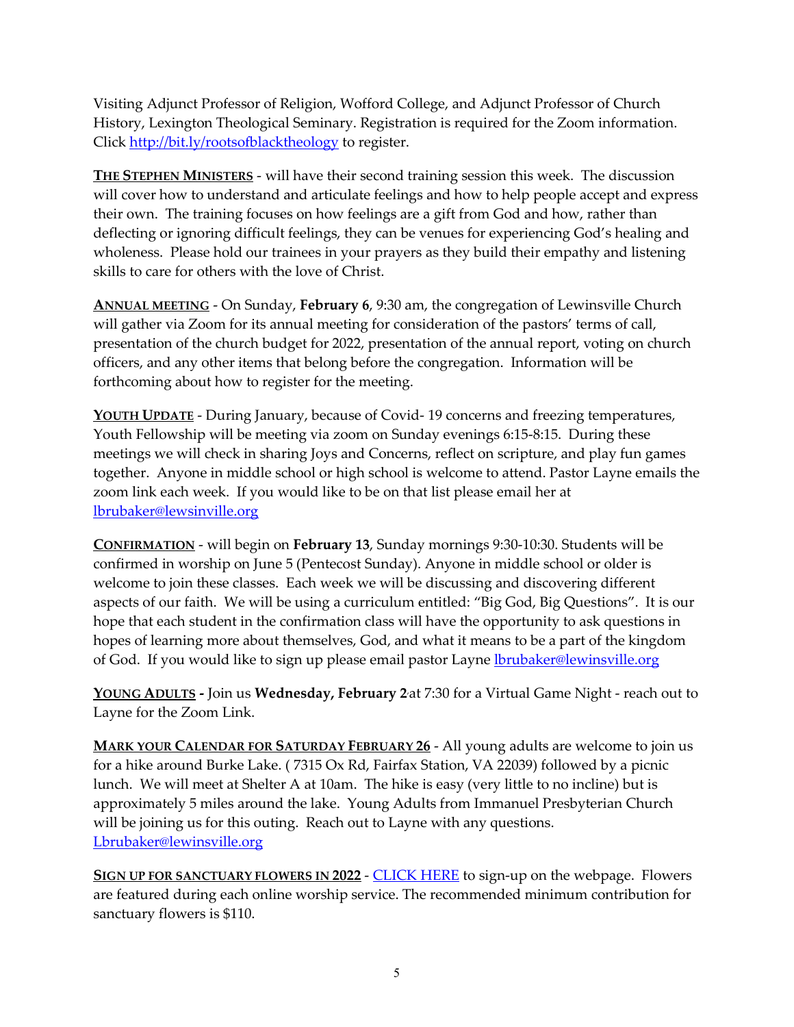Visiting Adjunct Professor of Religion, Wofford College, and Adjunct Professor of Church History, Lexington Theological Seminary. Registration is required for the Zoom information. Click http://bit.ly/rootsofblacktheology to register.

**THE STEPHEN MINISTERS** - will have their second training session this week. The discussion will cover how to understand and articulate feelings and how to help people accept and express their own. The training focuses on how feelings are a gift from God and how, rather than deflecting or ignoring difficult feelings, they can be venues for experiencing God's healing and wholeness. Please hold our trainees in your prayers as they build their empathy and listening skills to care for others with the love of Christ.

**ANNUAL MEETING** - On Sunday, **February 6**, 9:30 am, the congregation of Lewinsville Church will gather via Zoom for its annual meeting for consideration of the pastors' terms of call, presentation of the church budget for 2022, presentation of the annual report, voting on church officers, and any other items that belong before the congregation. Information will be forthcoming about how to register for the meeting.

**YOUTH UPDATE** - During January, because of Covid- 19 concerns and freezing temperatures, Youth Fellowship will be meeting via zoom on Sunday evenings 6:15-8:15. During these meetings we will check in sharing Joys and Concerns, reflect on scripture, and play fun games together. Anyone in middle school or high school is welcome to attend. Pastor Layne emails the zoom link each week. If you would like to be on that list please email her at lbrubaker@lewsinville.org

**CONFIRMATION** - will begin on **February 13**, Sunday mornings 9:30-10:30. Students will be confirmed in worship on June 5 (Pentecost Sunday). Anyone in middle school or older is welcome to join these classes. Each week we will be discussing and discovering different aspects of our faith. We will be using a curriculum entitled: "Big God, Big Questions". It is our hope that each student in the confirmation class will have the opportunity to ask questions in hopes of learning more about themselves, God, and what it means to be a part of the kingdom of God. If you would like to sign up please email pastor Layne lbrubaker@lewinsville.org

**YOUNG ADULTS -** Join us **Wednesday, February 2** at 7:30 for a Virtual Game Night - reach out to Layne for the Zoom Link.

**MARK YOUR CALENDAR FOR SATURDAY FEBRUARY 26** - All young adults are welcome to join us for a hike around Burke Lake. ( 7315 Ox Rd, Fairfax Station, VA 22039) followed by a picnic lunch. We will meet at Shelter A at 10am. The hike is easy (very little to no incline) but is approximately 5 miles around the lake. Young Adults from Immanuel Presbyterian Church will be joining us for this outing. Reach out to Layne with any questions. Lbrubaker@lewinsville.org

**SIGN UP FOR SANCTUARY FLOWERS IN 2022** - CLICK HERE to sign-up on the webpage. Flowers are featured during each online worship service. The recommended minimum contribution for sanctuary flowers is $110.